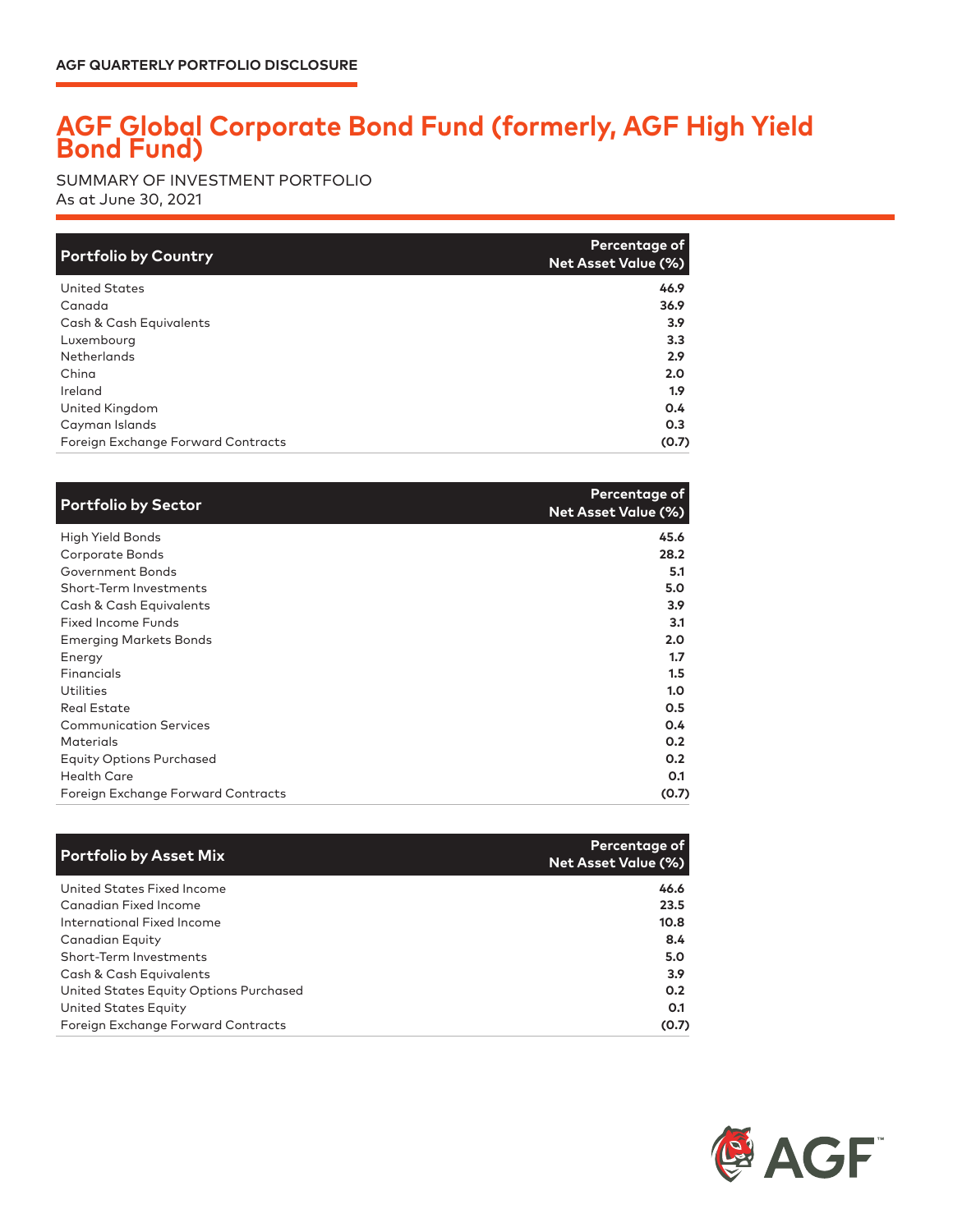AGF QUARTERLY PORTFOLIO DISCLOSURE

# AGF Global Corporate Bond Fund (formerly, AGF High Yield Bond Fund)

SUMMARY OF INVESTMENT PORTFOLIO
As at June 30, 2021

| Portfolio by Country | Percentage of Net Asset Value (%) |
|---|---|
| United States | 46.9 |
| Canada | 36.9 |
| Cash & Cash Equivalents | 3.9 |
| Luxembourg | 3.3 |
| Netherlands | 2.9 |
| China | 2.0 |
| Ireland | 1.9 |
| United Kingdom | 0.4 |
| Cayman Islands | 0.3 |
| Foreign Exchange Forward Contracts | (0.7) |

| Portfolio by Sector | Percentage of Net Asset Value (%) |
|---|---|
| High Yield Bonds | 45.6 |
| Corporate Bonds | 28.2 |
| Government Bonds | 5.1 |
| Short-Term Investments | 5.0 |
| Cash & Cash Equivalents | 3.9 |
| Fixed Income Funds | 3.1 |
| Emerging Markets Bonds | 2.0 |
| Energy | 1.7 |
| Financials | 1.5 |
| Utilities | 1.0 |
| Real Estate | 0.5 |
| Communication Services | 0.4 |
| Materials | 0.2 |
| Equity Options Purchased | 0.2 |
| Health Care | 0.1 |
| Foreign Exchange Forward Contracts | (0.7) |

| Portfolio by Asset Mix | Percentage of Net Asset Value (%) |
|---|---|
| United States Fixed Income | 46.6 |
| Canadian Fixed Income | 23.5 |
| International Fixed Income | 10.8 |
| Canadian Equity | 8.4 |
| Short-Term Investments | 5.0 |
| Cash & Cash Equivalents | 3.9 |
| United States Equity Options Purchased | 0.2 |
| United States Equity | 0.1 |
| Foreign Exchange Forward Contracts | (0.7) |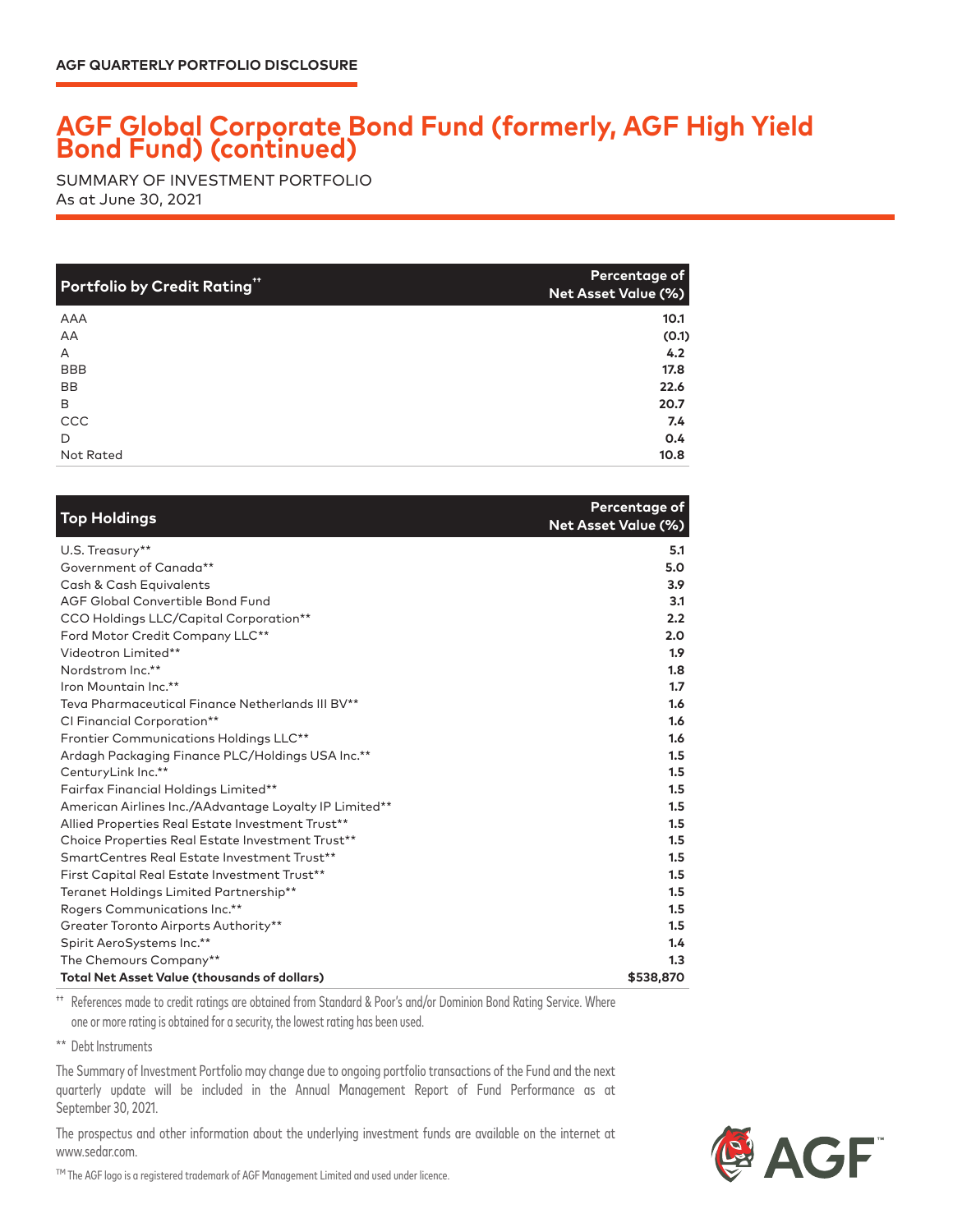**AGF QUARTERLY PORTFOLIO DISCLOSURE**

# AGF Global Corporate Bond Fund (formerly, AGF High Yield Bond Fund) (continued)

SUMMARY OF INVESTMENT PORTFOLIO
As at June 30, 2021

| Portfolio by Credit Rating†† | Percentage of Net Asset Value (%) |
|---|---|
| AAA | 10.1 |
| AA | (0.1) |
| A | 4.2 |
| BBB | 17.8 |
| BB | 22.6 |
| B | 20.7 |
| CCC | 7.4 |
| D | 0.4 |
| Not Rated | 10.8 |

| Top Holdings | Percentage of Net Asset Value (%) |
|---|---|
| U.S. Treasury** | 5.1 |
| Government of Canada** | 5.0 |
| Cash & Cash Equivalents | 3.9 |
| AGF Global Convertible Bond Fund | 3.1 |
| CCO Holdings LLC/Capital Corporation** | 2.2 |
| Ford Motor Credit Company LLC** | 2.0 |
| Videotron Limited** | 1.9 |
| Nordstrom Inc.** | 1.8 |
| Iron Mountain Inc.** | 1.7 |
| Teva Pharmaceutical Finance Netherlands III BV** | 1.6 |
| CI Financial Corporation** | 1.6 |
| Frontier Communications Holdings LLC** | 1.6 |
| Ardagh Packaging Finance PLC/Holdings USA Inc.** | 1.5 |
| CenturyLink Inc.** | 1.5 |
| Fairfax Financial Holdings Limited** | 1.5 |
| American Airlines Inc./AAdvantage Loyalty IP Limited** | 1.5 |
| Allied Properties Real Estate Investment Trust** | 1.5 |
| Choice Properties Real Estate Investment Trust** | 1.5 |
| SmartCentres Real Estate Investment Trust** | 1.5 |
| First Capital Real Estate Investment Trust** | 1.5 |
| Teranet Holdings Limited Partnership** | 1.5 |
| Rogers Communications Inc.** | 1.5 |
| Greater Toronto Airports Authority** | 1.5 |
| Spirit AeroSystems Inc.** | 1.4 |
| The Chemours Company** | 1.3 |
| **Total Net Asset Value (thousands of dollars)** | **$538,870** |

†† References made to credit ratings are obtained from Standard & Poor's and/or Dominion Bond Rating Service. Where one or more rating is obtained for a security, the lowest rating has been used.

** Debt Instruments

The Summary of Investment Portfolio may change due to ongoing portfolio transactions of the Fund and the next quarterly update will be included in the Annual Management Report of Fund Performance as at September 30, 2021.

The prospectus and other information about the underlying investment funds are available on the internet at www.sedar.com.

TM The AGF logo is a registered trademark of AGF Management Limited and used under licence.